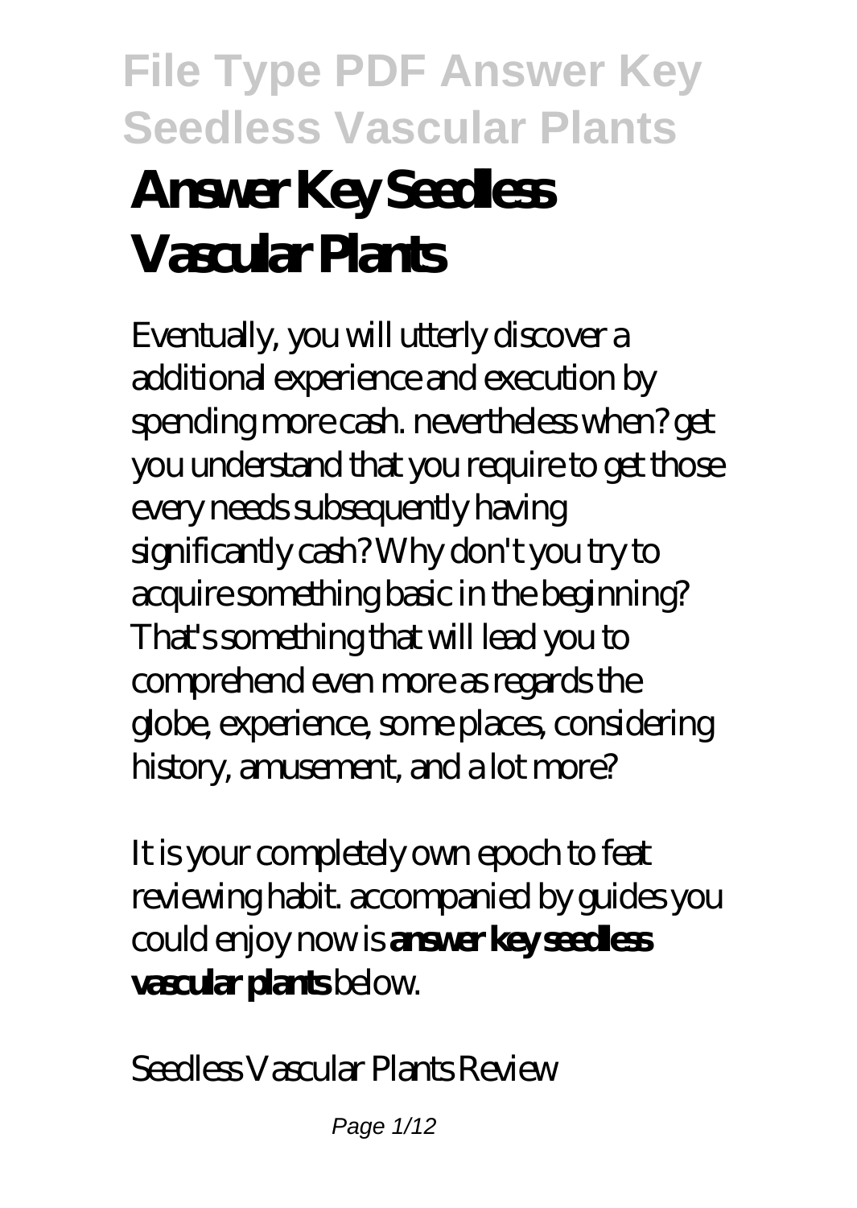# Answer Key Seedless Vascular Plants

Eventually, you will utterly discover a additional experience and execution by spending more cash. nevertheless when? get you understand that you require to get those every needs subsequently having significantly cash? Why don't you try to acquire something basic in the beginning? That's something that will lead you to comprehend even more as regards the globe, experience, some places, considering history, amusement, and a lot more?

It is your completely own epoch to feat reviewing habit. accompanied by guides you could enjoy now is **answer key seedless vascular plants** below.

*Seedless Vascular Plants Review*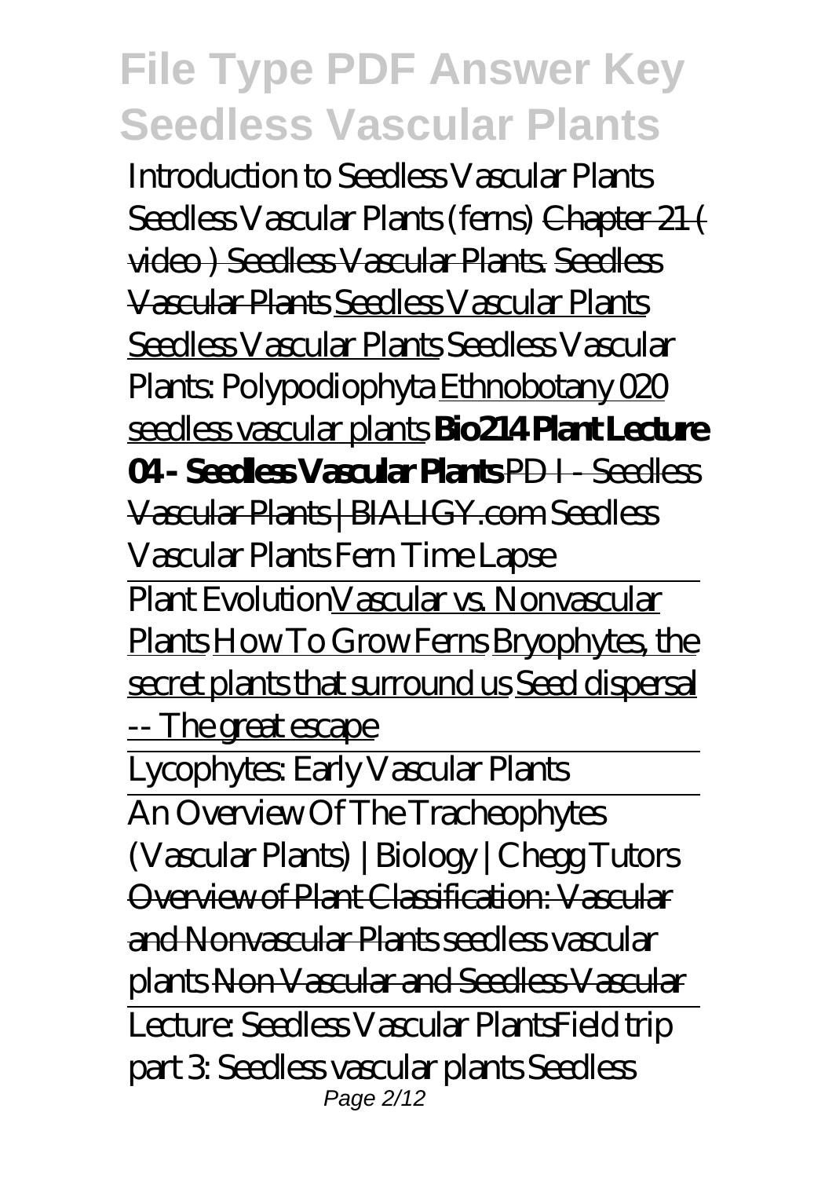*Introduction to Seedless Vascular Plants Seedless Vascular Plants (ferns)* Chapter 21 ( video ) Seedless Vascular Plants. Seedless Vascular Plants Seedless Vascular Plants Seedless Vascular Plants *Seedless Vascular Plants: Polypodiophyta* Ethnobotany 020 seedless vascular plants **Bio214 Plant Lecture 04 - Seedless Vascular Plants** PD I - Seedless Vascular Plants | BIALIGY.com *Seedless Vascular Plants Fern Time Lapse*

Plant Evolution Vascular vs. Nonvascular Plants How To Grow Ferns Bryophytes, the secret plants that surround us Seed dispersal -- The great escape

Lycophytes: Early Vascular Plants

An Overview Of The Tracheophytes (Vascular Plants) | Biology | Chegg Tutors Overview of Plant Classification: Vascular and Nonvascular Plants *seedless vascular plants* Non Vascular and Seedless Vascular

Lecture: Seedless Vascular Plants *Field trip part 3: Seedless vascular plants* *Seedless*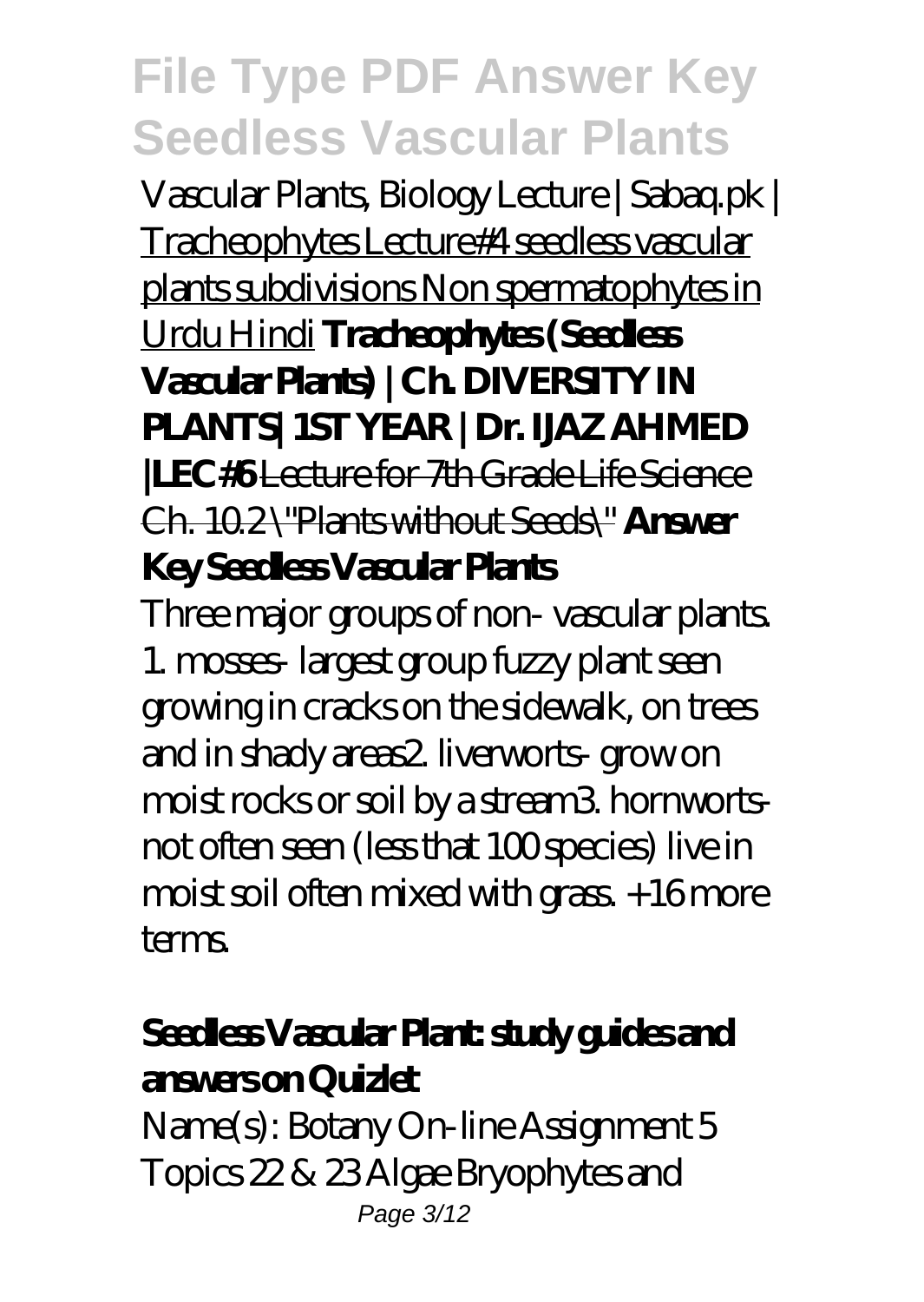Vascular Plants, Biology Lecture | Sabaq.pk | Tracheophytes Lecture#4 seedless vascular plants subdivisions Non spermatophytes in Urdu Hindi **Tracheophytes (Seedless Vascular Plants) | Ch. DIVERSITY IN PLANTS| 1ST YEAR | Dr. IJAZ AHMED |LEC#6** Lecture for 7th Grade Life Science Ch. 10.2 \"Plants without Seeds\" **Answer Key Seedless Vascular Plants**

Three major groups of non- vascular plants. 1. mosses- largest group fuzzy plant seen growing in cracks on the sidewalk, on trees and in shady areas2. liverworts- grow on moist rocks or soil by a stream3. hornworts- not often seen (less that 100 species) live in moist soil often mixed with grass. +16 more terms.

### Seedless Vascular Plant: study guides and answers on Quizlet

Name(s): Botany On-line Assignment 5 Topics 22 & 23 Algae Bryophytes and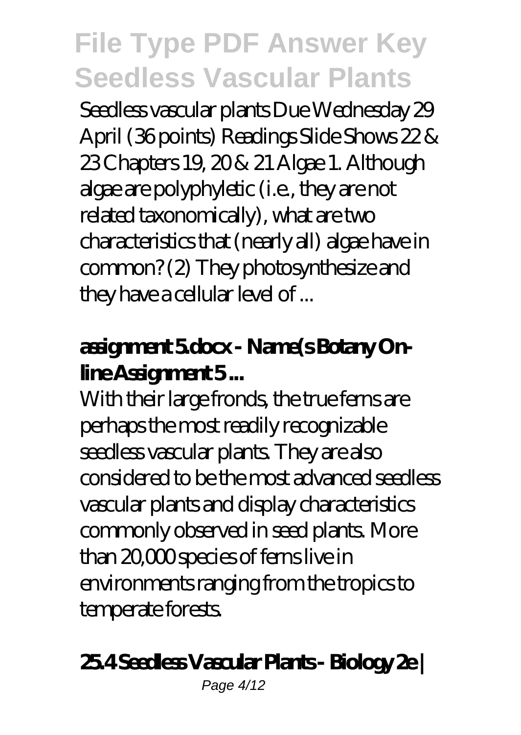Seedless vascular plants Due Wednesday 29 April (36 points) Readings Slide Shows 22 & 23 Chapters 19, 20 & 21 Algae 1. Although algae are polyphyletic (i.e., they are not related taxonomically), what are two characteristics that (nearly all) algae have in common? (2) They photosynthesize and they have a cellular level of ...

### **assignment 5.docx - Name(s Botany On-line Assignment 5 ...**

With their large fronds, the true ferns are perhaps the most readily recognizable seedless vascular plants. They are also considered to be the most advanced seedless vascular plants and display characteristics commonly observed in seed plants. More than 20,000 species of ferns live in environments ranging from the tropics to temperate forests.

### **25.4 Seedless Vascular Plants - Biology 2e |**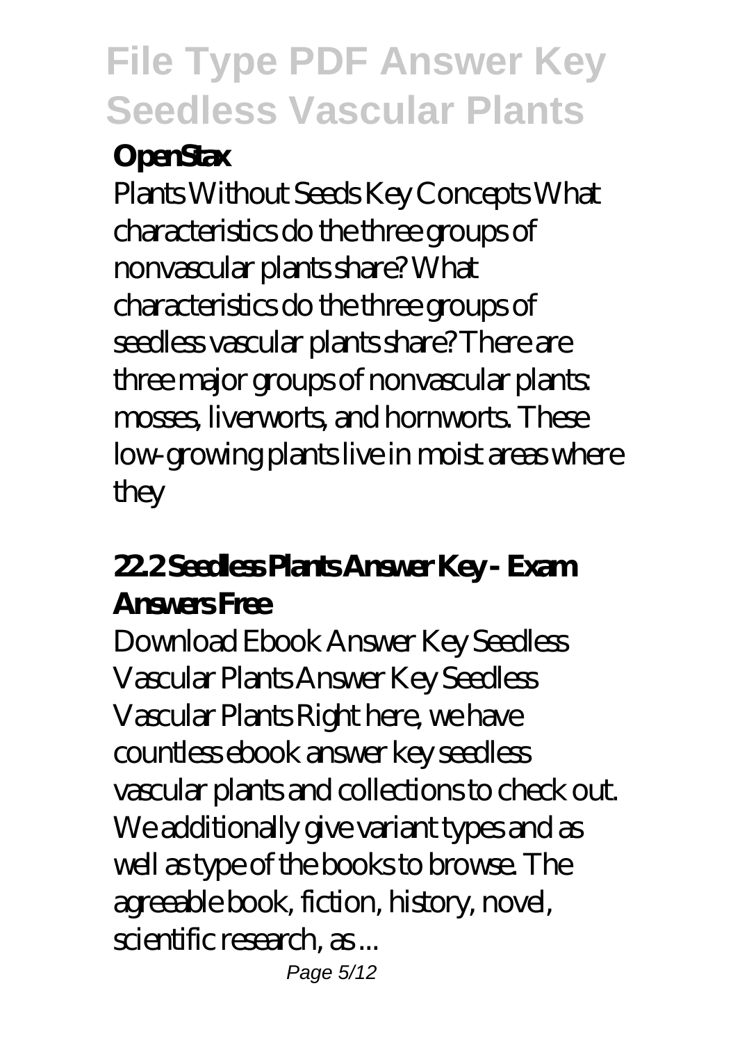**OpenStax**

Plants Without Seeds Key Concepts What characteristics do the three groups of nonvascular plants share? What characteristics do the three groups of seedless vascular plants share? There are three major groups of nonvascular plants: mosses, liverworts, and hornworts. These low-growing plants live in moist areas where they

**22.2 Seedless Plants Answer Key - Exam Answers Free**

Download Ebook Answer Key Seedless Vascular Plants Answer Key Seedless Vascular Plants Right here, we have countless ebook answer key seedless vascular plants and collections to check out. We additionally give variant types and as well as type of the books to browse. The agreeable book, fiction, history, novel, scientific research, as ...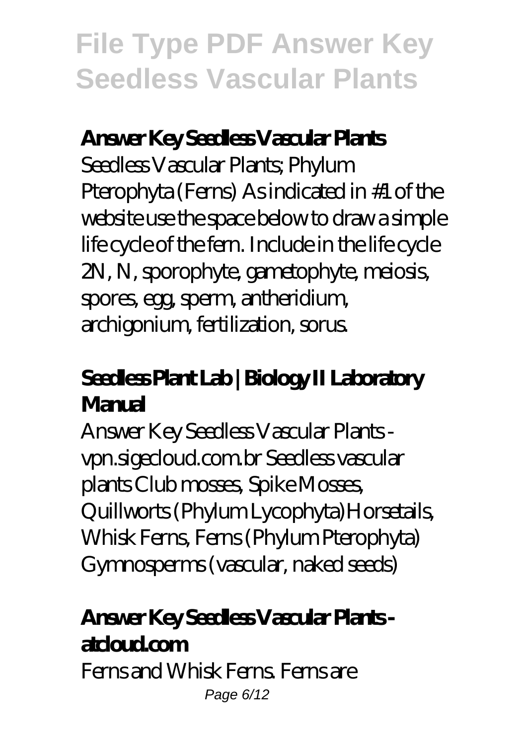### Answer Key Seedless Vascular Plants

Seedless Vascular Plants; Phylum Pterophyta (Ferns) As indicated in #1 of the website use the space below to draw a simple life cycle of the fern. Include in the life cycle 2N, N, sporophyte, gametophyte, meiosis, spores, egg, sperm, antheridium, archigonium, fertilization, sorus.

### Seedless Plant Lab | Biology II Laboratory Manual

Answer Key Seedless Vascular Plants - vpn.sigecloud.com.br Seedless vascular plants Club mosses, Spike Mosses, Quillworts (Phylum Lycophyta)Horsetails, Whisk Ferns, Ferns (Phylum Pterophyta) Gymnosperms (vascular, naked seeds)

### Answer Key Seedless Vascular Plants - atcloud.com

Ferns and Whisk Ferns. Ferns are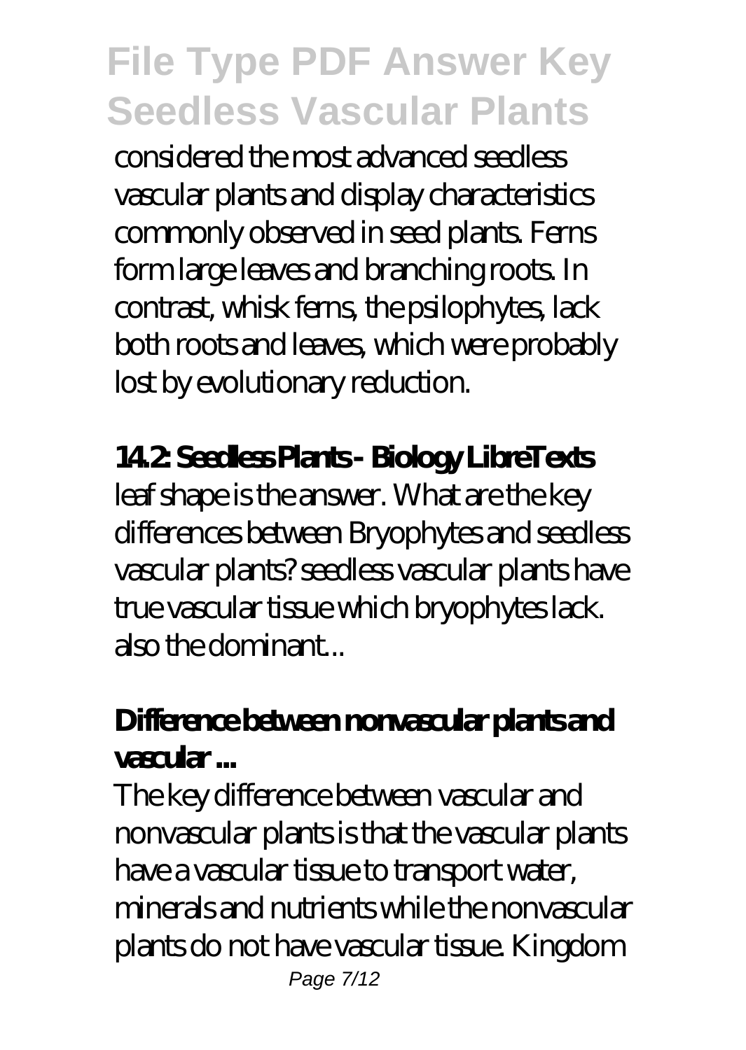considered the most advanced seedless vascular plants and display characteristics commonly observed in seed plants. Ferns form large leaves and branching roots. In contrast, whisk ferns, the psilophytes, lack both roots and leaves, which were probably lost by evolutionary reduction.

**14.2: Seedless Plants - Biology LibreTexts**

leaf shape is the answer. What are the key differences between Bryophytes and seedless vascular plants? seedless vascular plants have true vascular tissue which bryophytes lack. also the dominant...

**Difference between nonvascular plants and vascular ...**

The key difference between vascular and nonvascular plants is that the vascular plants have a vascular tissue to transport water, minerals and nutrients while the nonvascular plants do not have vascular tissue. Kingdom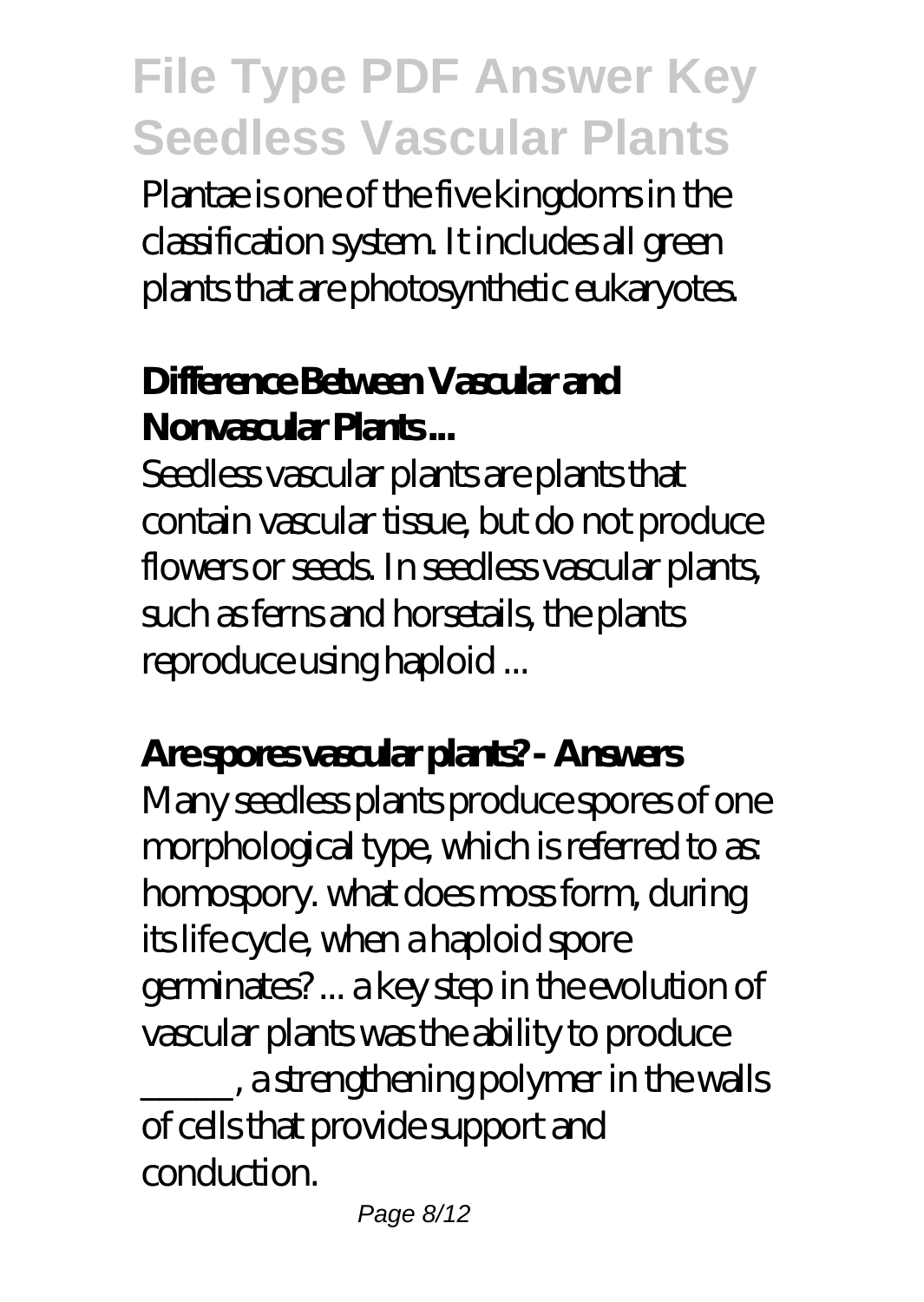Plantae is one of the five kingdoms in the classification system. It includes all green plants that are photosynthetic eukaryotes.

**Difference Between Vascular and Nonvascular Plants ...**

Seedless vascular plants are plants that contain vascular tissue, but do not produce flowers or seeds. In seedless vascular plants, such as ferns and horsetails, the plants reproduce using haploid ...

**Are spores vascular plants? - Answers**

Many seedless plants produce spores of one morphological type, which is referred to as: homospory. what does moss form, during its life cycle, when a haploid spore germinates? ... a key step in the evolution of vascular plants was the ability to produce _____, a strengthening polymer in the walls of cells that provide support and conduction.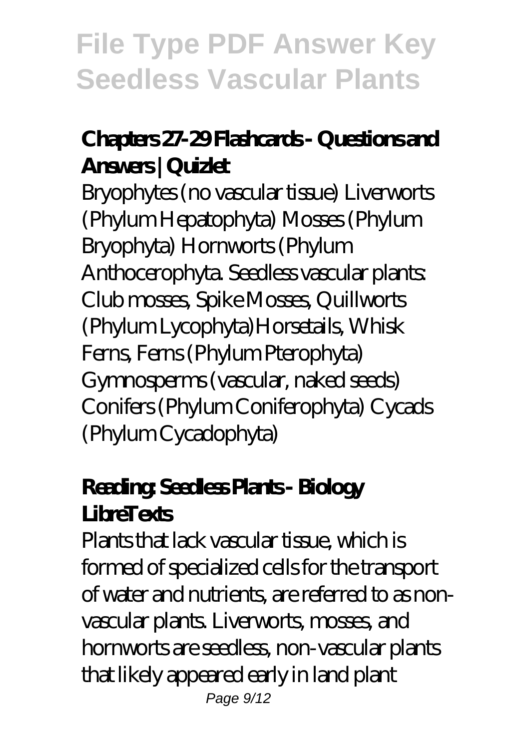### Chapters 27-29 Flashcards - Questions and Answers | Quizlet

Bryophytes (no vascular tissue) Liverworts (Phylum Hepatophyta) Mosses (Phylum Bryophyta) Hornworts (Phylum Anthocerophyta. Seedless vascular plants: Club mosses, Spike Mosses, Quillworts (Phylum Lycophyta)Horsetails, Whisk Ferns, Ferns (Phylum Pterophyta) Gymnosperms (vascular, naked seeds) Conifers (Phylum Coniferophyta) Cycads (Phylum Cycadophyta)

### Reading: Seedless Plants - Biology LibreTexts

Plants that lack vascular tissue, which is formed of specialized cells for the transport of water and nutrients, are referred to as non-vascular plants. Liverworts, mosses, and hornworts are seedless, non-vascular plants that likely appeared early in land plant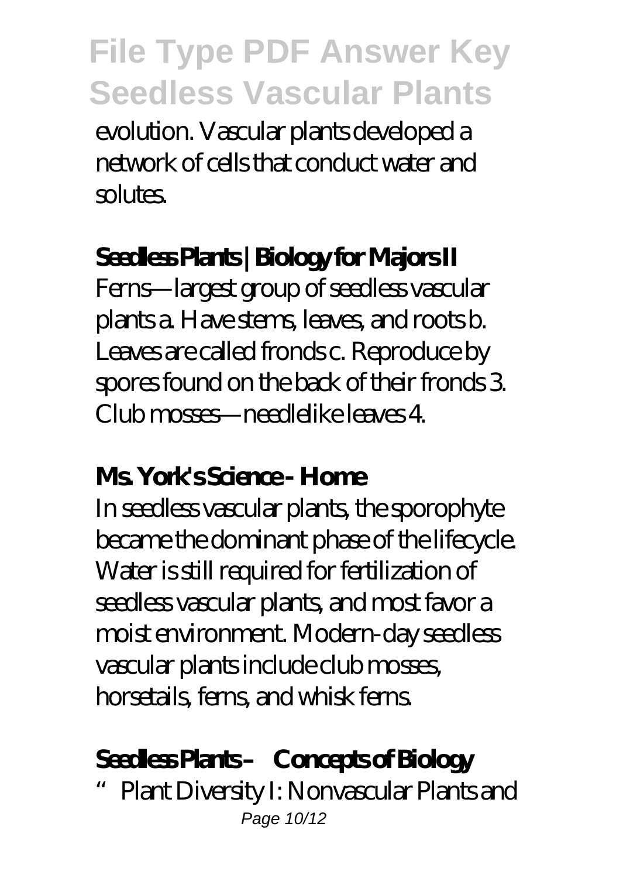evolution. Vascular plants developed a network of cells that conduct water and solutes.

**Seedless Plants | Biology for Majors II**

Ferns—largest group of seedless vascular plants a. Have stems, leaves, and roots b. Leaves are called fronds c. Reproduce by spores found on the back of their fronds 3. Club mosses—needlelike leaves 4.

**Ms. York's Science - Home**

In seedless vascular plants, the sporophyte became the dominant phase of the lifecycle. Water is still required for fertilization of seedless vascular plants, and most favor a moist environment. Modern-day seedless vascular plants include club mosses, horsetails, ferns, and whisk ferns.

**Seedless Plants – Concepts of Biology**

"Plant Diversity I: Nonvascular Plants and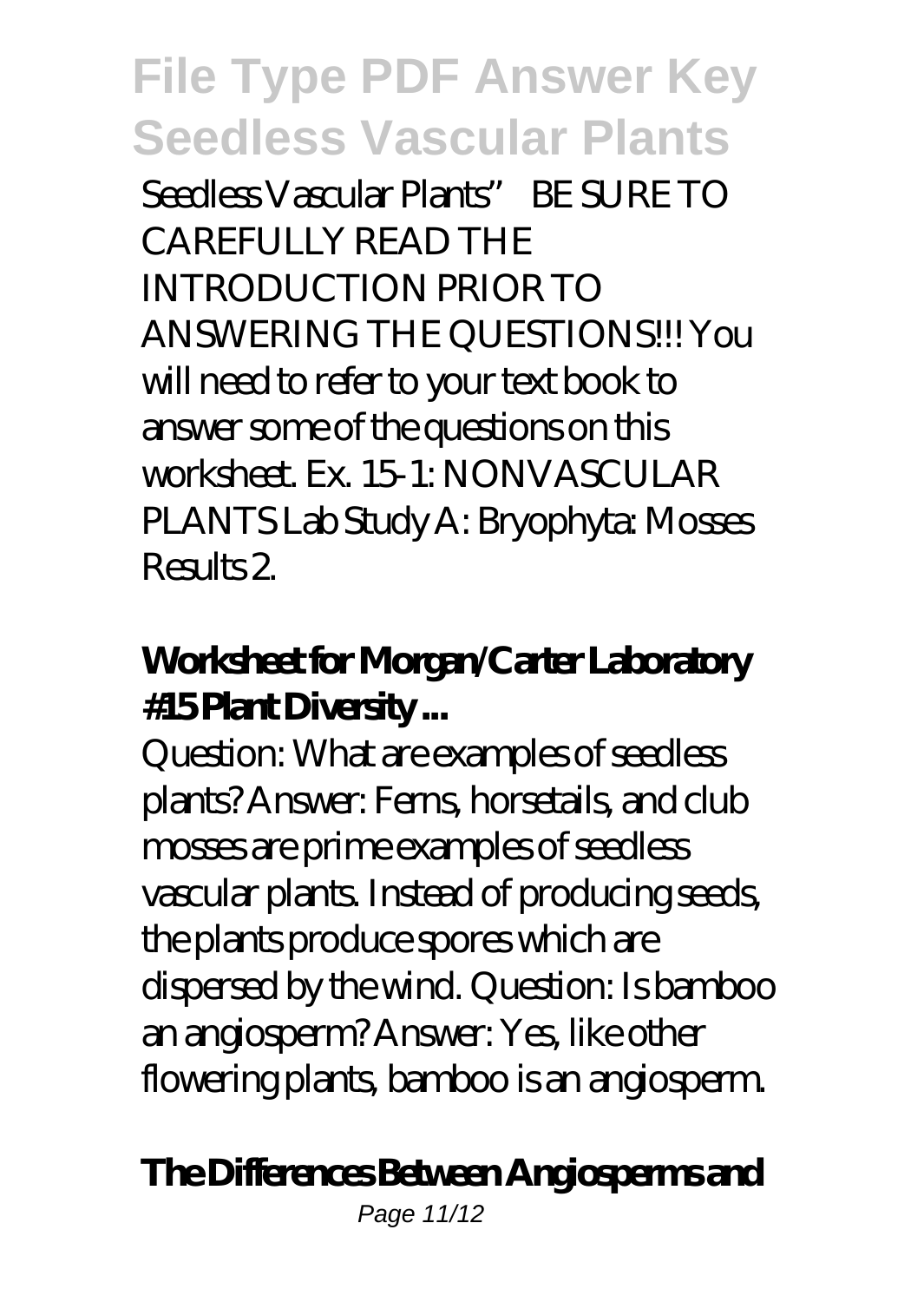Seedless Vascular Plants" BE SURE TO CAREFULLY READ THE INTRODUCTION PRIOR TO ANSWERING THE QUESTIONS!!! You will need to refer to your text book to answer some of the questions on this worksheet. Ex. 15-1: NONVASCULAR PLANTS Lab Study A: Bryophyta: Mosses Results 2.

### Worksheet for Morgan/Carter Laboratory #15 Plant Diversity ...

Question: What are examples of seedless plants? Answer: Ferns, horsetails, and club mosses are prime examples of seedless vascular plants. Instead of producing seeds, the plants produce spores which are dispersed by the wind. Question: Is bamboo an angiosperm? Answer: Yes, like other flowering plants, bamboo is an angiosperm.

### The Differences Between Angiosperms and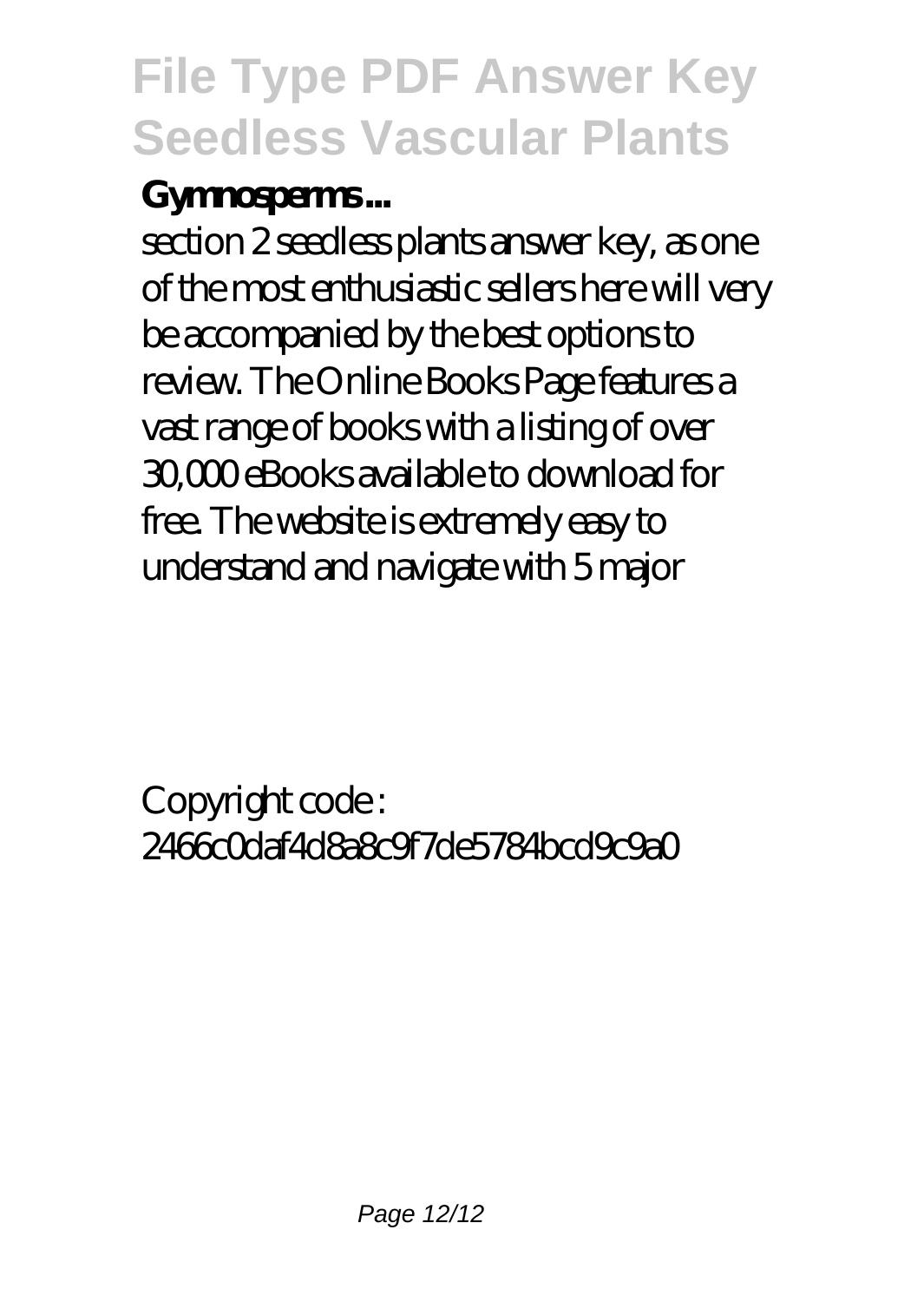**Gymnosperms ...**

section 2 seedless plants answer key, as one of the most enthusiastic sellers here will very be accompanied by the best options to review. The Online Books Page features a vast range of books with a listing of over 30,000 eBooks available to download for free. The website is extremely easy to understand and navigate with 5 major

Copyright code : 2466c0daf4d8a8c9f7de5784bcd9c9a0